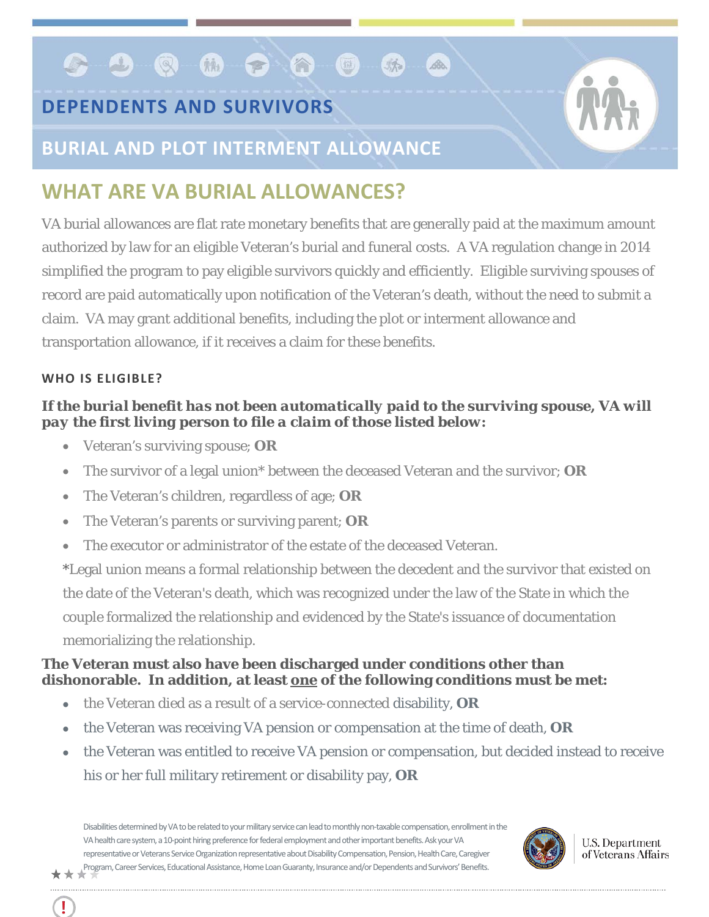# DEPENDENTS AND SURVIVORS

## BURIAL AND PLOT INTERMENT ALLOWANCE

## WHAT ARE VA BURIAL ALLOWANCES?

VA burial allowances are flat rate monetary benefits that are generally paid at the maximum amount authorized by law for an eligible Veteran's burial and funeral costs. A VA regulation change in 2014 simplified the program to pay eligible survivors quickly and efficiently. Eligible surviving spouses of record are paid automatically upon notification of the Veteran's death, without the need to submit a claim. VA may grant additional benefits, including the plot or interment allowance and transportation allowance, if it receives a claim for these benefits.

#### WHO IS ELIGIBLE?

***If the burial benefit has not been automatically paid to the surviving spouse, VA will pay the first living person to file a claim of those listed below:***

- Veteran's surviving spouse; **OR**
- The survivor of a legal union* between the deceased Veteran and the survivor; **OR**
- The Veteran's children, regardless of age; **OR**
- The Veteran's parents or surviving parent; **OR**
- The executor or administrator of the estate of the deceased Veteran.

*Legal union means a formal relationship between the decedent and the survivor that existed on the date of the Veteran's death, which was recognized under the law of the State in which the couple formalized the relationship and evidenced by the State's issuance of documentation memorializing the relationship.

**The Veteran must also have been discharged under conditions other than dishonorable. In addition, at least <u>one</u> of the following conditions must be met:**

- the Veteran died as a result of a service-connected disability, **OR**
- the Veteran was receiving VA pension or compensation at the time of death, **OR**
- the Veteran was entitled to receive VA pension or compensation, but decided instead to receive his or her full military retirement or disability pay, **OR**

Disabilities determined by VA to be related to your military service can lead to monthly non-taxable compensation, enrollment in the VA health care system, a 10-point hiring preference for federal employment and other important benefits. Ask your VA representative or Veterans Service Organization representative about Disability Compensation, Pension, Health Care, Caregiver Program, Career Services, Educational Assistance, Home Loan Guaranty, Insurance and/or Dependents and Survivors' Benefits.

U.S. Department of Veterans Affairs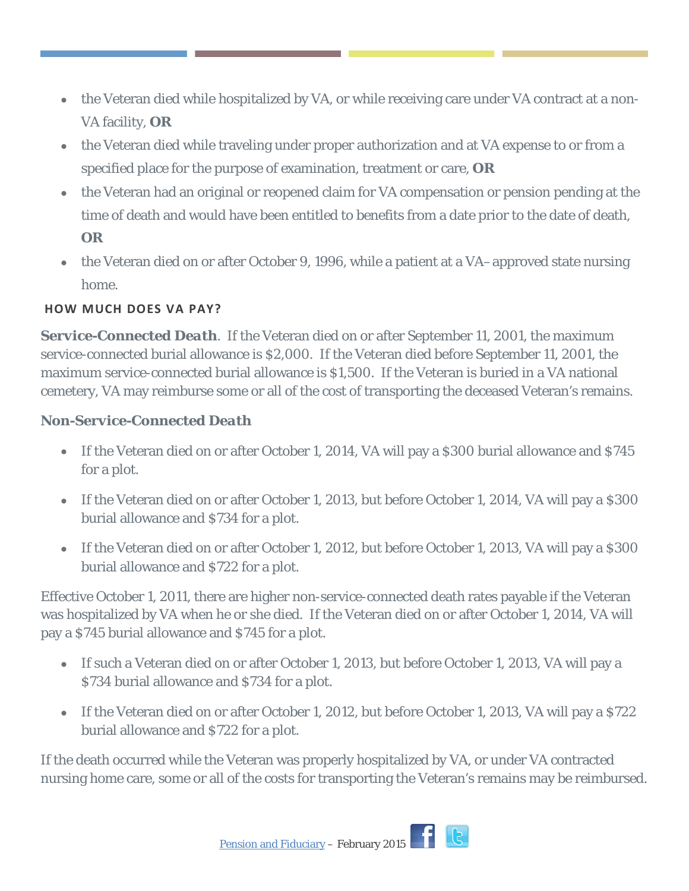- the Veteran died while hospitalized by VA, or while receiving care under VA contract at a non-VA facility, **OR**
- the Veteran died while traveling under proper authorization and at VA expense to or from a specified place for the purpose of examination, treatment or care, **OR**
- the Veteran had an original or reopened claim for VA compensation or pension pending at the time of death and would have been entitled to benefits from a date prior to the date of death, **OR**
- the Veteran died on or after October 9, 1996, while a patient at a VA– approved state nursing home.

### HOW MUCH DOES VA PAY?

***Service-Connected Death***. If the Veteran died on or after September 11, 2001, the maximum service-connected burial allowance is $2,000. If the Veteran died before September 11, 2001, the maximum service-connected burial allowance is $1,500. If the Veteran is buried in a VA national cemetery, VA may reimburse some or all of the cost of transporting the deceased Veteran's remains.

***Non-Service-Connected Death***

- If the Veteran died on or after October 1, 2014, VA will pay a $300 burial allowance and $745 for a plot.
- If the Veteran died on or after October 1, 2013, but before October 1, 2014, VA will pay a $300 burial allowance and $734 for a plot.
- If the Veteran died on or after October 1, 2012, but before October 1, 2013, VA will pay a $300 burial allowance and $722 for a plot.

Effective October 1, 2011, there are higher non-service-connected death rates payable if the Veteran was hospitalized by VA when he or she died. If the Veteran died on or after October 1, 2014, VA will pay a $745 burial allowance and $745 for a plot.

- If such a Veteran died on or after October 1, 2013, but before October 1, 2013, VA will pay a $734 burial allowance and $734 for a plot.
- If the Veteran died on or after October 1, 2012, but before October 1, 2013, VA will pay a $722 burial allowance and $722 for a plot.

If the death occurred while the Veteran was properly hospitalized by VA, or under VA contracted nursing home care, some or all of the costs for transporting the Veteran's remains may be reimbursed.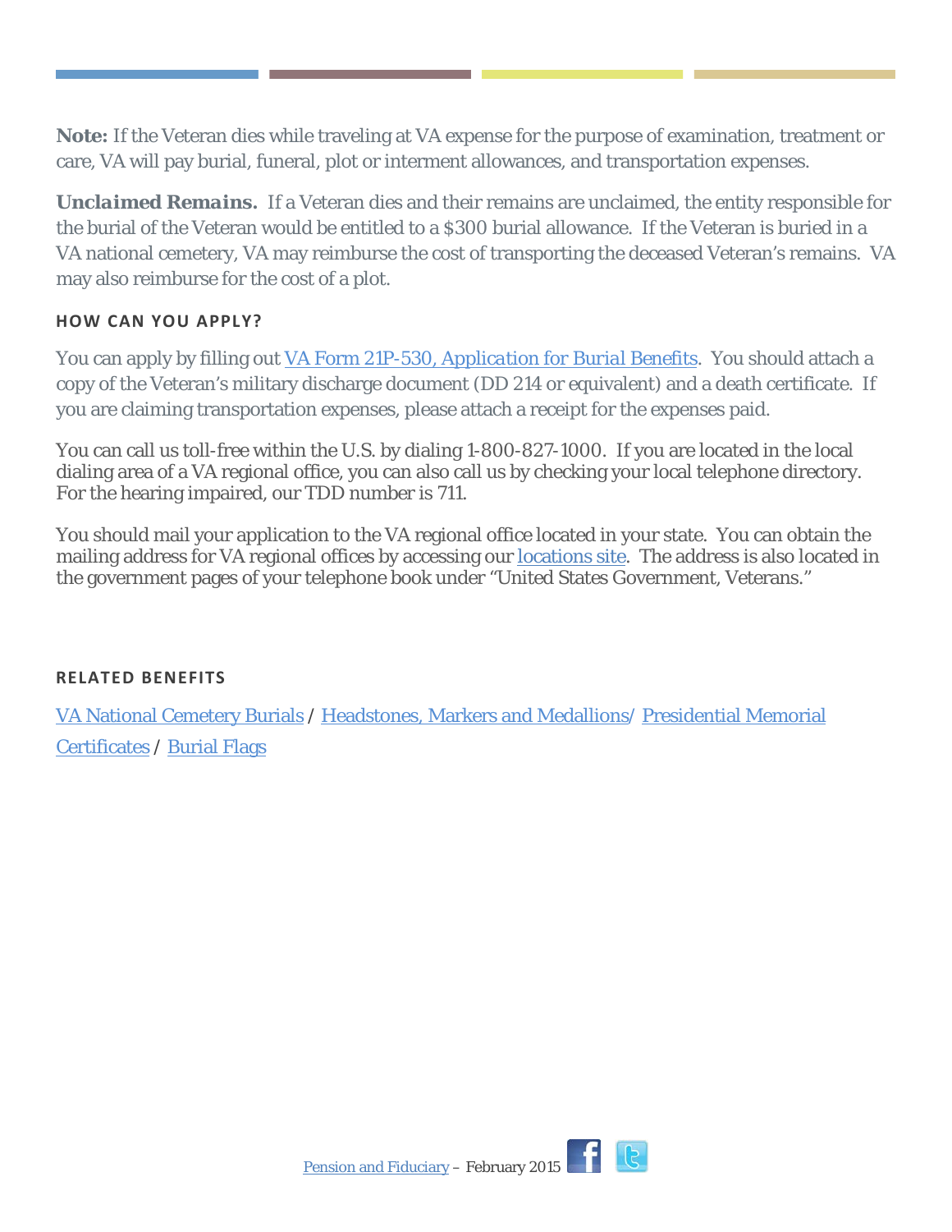**Note:** If the Veteran dies while traveling at VA expense for the purpose of examination, treatment or care, VA will pay burial, funeral, plot or interment allowances, and transportation expenses.

***Unclaimed Remains.*** If a Veteran dies and their remains are unclaimed, the entity responsible for the burial of the Veteran would be entitled to a $300 burial allowance. If the Veteran is buried in a VA national cemetery, VA may reimburse the cost of transporting the deceased Veteran's remains. VA may also reimburse for the cost of a plot.

## HOW CAN YOU APPLY?

You can apply by filling out VA Form 21P-530, *Application for Burial Benefits*. You should attach a copy of the Veteran's military discharge document (DD 214 or equivalent) and a death certificate. If you are claiming transportation expenses, please attach a receipt for the expenses paid.

You can call us toll-free within the U.S. by dialing 1-800-827-1000. If you are located in the local dialing area of a VA regional office, you can also call us by checking your local telephone directory. For the hearing impaired, our TDD number is 711.

You should mail your application to the VA regional office located in your state. You can obtain the mailing address for VA regional offices by accessing our locations site. The address is also located in the government pages of your telephone book under "United States Government, Veterans."

## RELATED BENEFITS

VA National Cemetery Burials / Headstones, Markers and Medallions/ Presidential Memorial Certificates / Burial Flags